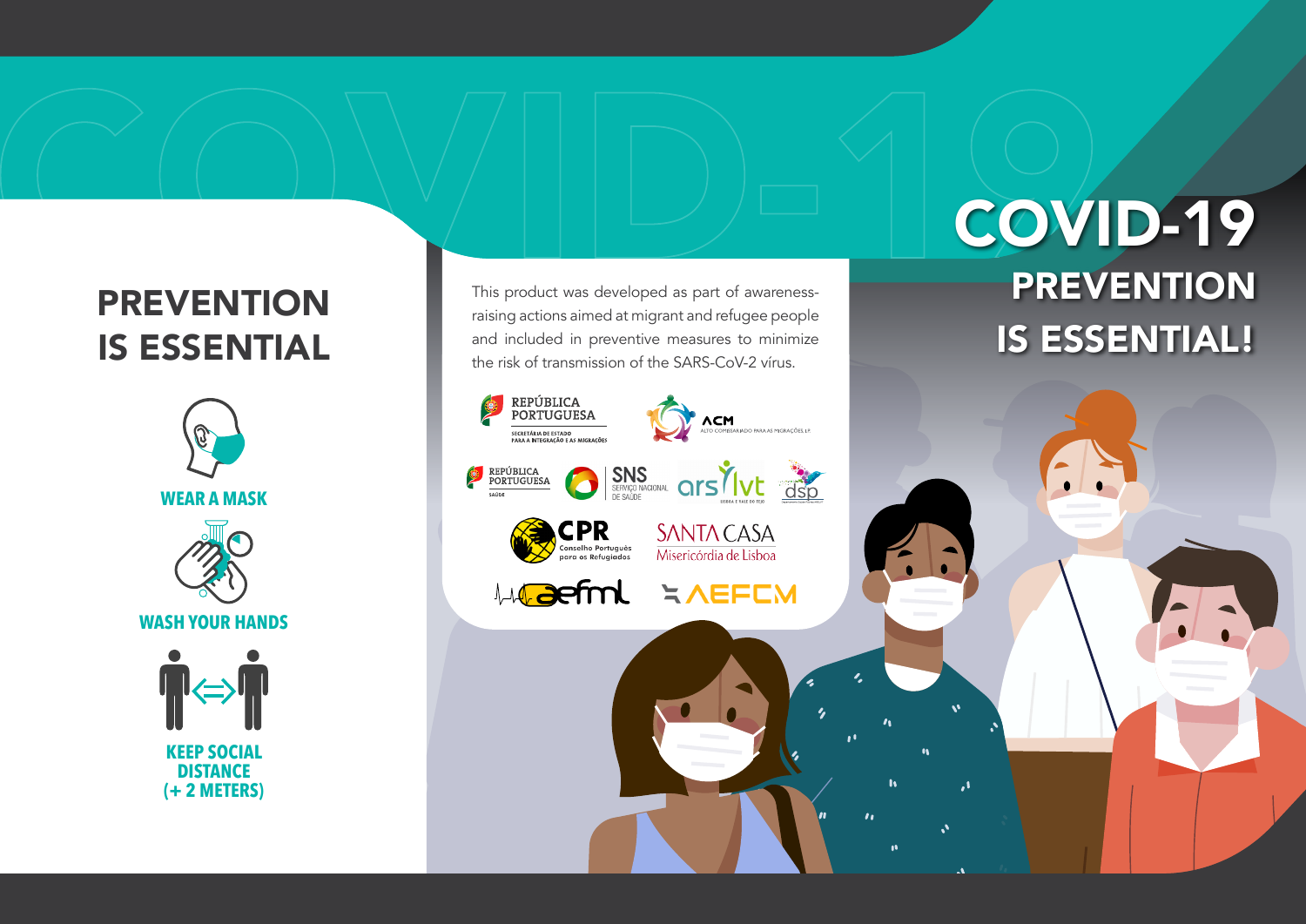# PREVENTION IS ESSENTIAL

**WEAR A MASK**

**WASH YOUR HANDS**

**KEEP SOCIAL DISTANCE (+ 2 METERS)**

This product was developed as part of awareness-raising actions aimed at migrant and refugee people and included in preventive measures to minimize the risk of transmission of the SARS-CoV-2 vírus.

REPÚBLICA PORTUGUESA – SECRETÁRIA DE ESTADO PARA A INTEGRAÇÃO E AS MIGRAÇÕES

ACM – ALTO COMISSARIADO PARA AS MIGRAÇÕES, I.P.

REPÚBLICA PORTUGUESA – SAÚDE

SNS – SERVIÇO NACIONAL DE SAÚDE

ars lvt – LISBOA E VALE DO TEJO

dsp

CPR – Conselho Português para os Refugiados

SANTA CASA – Misericórdia de Lisboa

aefml

AEFCM

# COVID-19

## PREVENTION IS ESSENTIAL!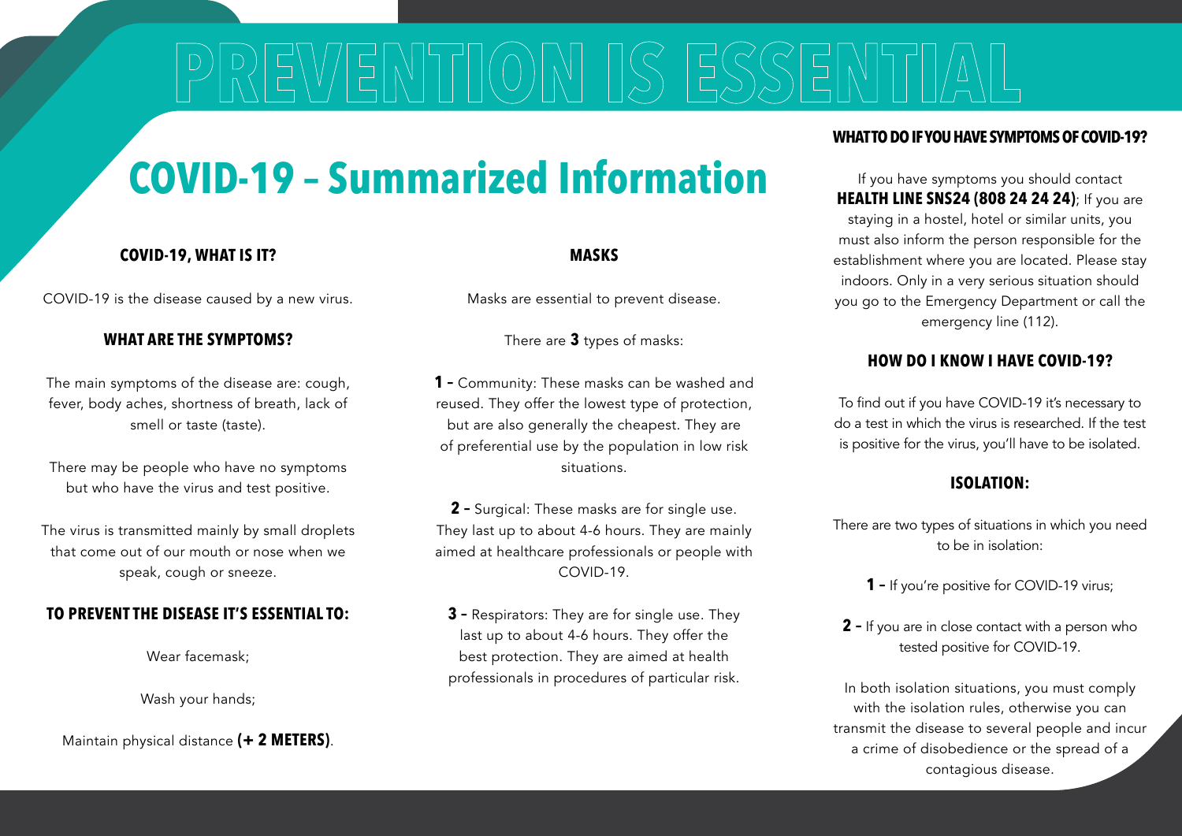# PREVENTION IS ESSENTIAL

# COVID-19 – Summarized Information

### COVID-19, WHAT IS IT?

COVID-19 is the disease caused by a new virus.

### WHAT ARE THE SYMPTOMS?

The main symptoms of the disease are: cough, fever, body aches, shortness of breath, lack of smell or taste (taste).

There may be people who have no symptoms but who have the virus and test positive.

The virus is transmitted mainly by small droplets that come out of our mouth or nose when we speak, cough or sneeze.

### TO PREVENT THE DISEASE IT'S ESSENTIAL TO:

Wear facemask;

Wash your hands;

Maintain physical distance **(+ 2 METERS)**.

### MASKS

Masks are essential to prevent disease.

There are **3** types of masks:

**1 –** Community: These masks can be washed and reused. They offer the lowest type of protection, but are also generally the cheapest. They are of preferential use by the population in low risk situations.

**2 –** Surgical: These masks are for single use. They last up to about 4-6 hours. They are mainly aimed at healthcare professionals or people with COVID-19.

**3 –** Respirators: They are for single use. They last up to about 4-6 hours. They offer the best protection. They are aimed at health professionals in procedures of particular risk.

### WHAT TO DO IF YOU HAVE SYMPTOMS OF COVID-19?

If you have symptoms you should contact **HEALTH LINE SNS24 (808 24 24 24)**; If you are staying in a hostel, hotel or similar units, you must also inform the person responsible for the establishment where you are located. Please stay indoors. Only in a very serious situation should you go to the Emergency Department or call the emergency line (112).

### HOW DO I KNOW I HAVE COVID-19?

To find out if you have COVID-19 it's necessary to do a test in which the virus is researched. If the test is positive for the virus, you'll have to be isolated.

### ISOLATION:

There are two types of situations in which you need to be in isolation:

**1 –** If you're positive for COVID-19 virus;

**2 –** If you are in close contact with a person who tested positive for COVID-19.

In both isolation situations, you must comply with the isolation rules, otherwise you can transmit the disease to several people and incur a crime of disobedience or the spread of a contagious disease.